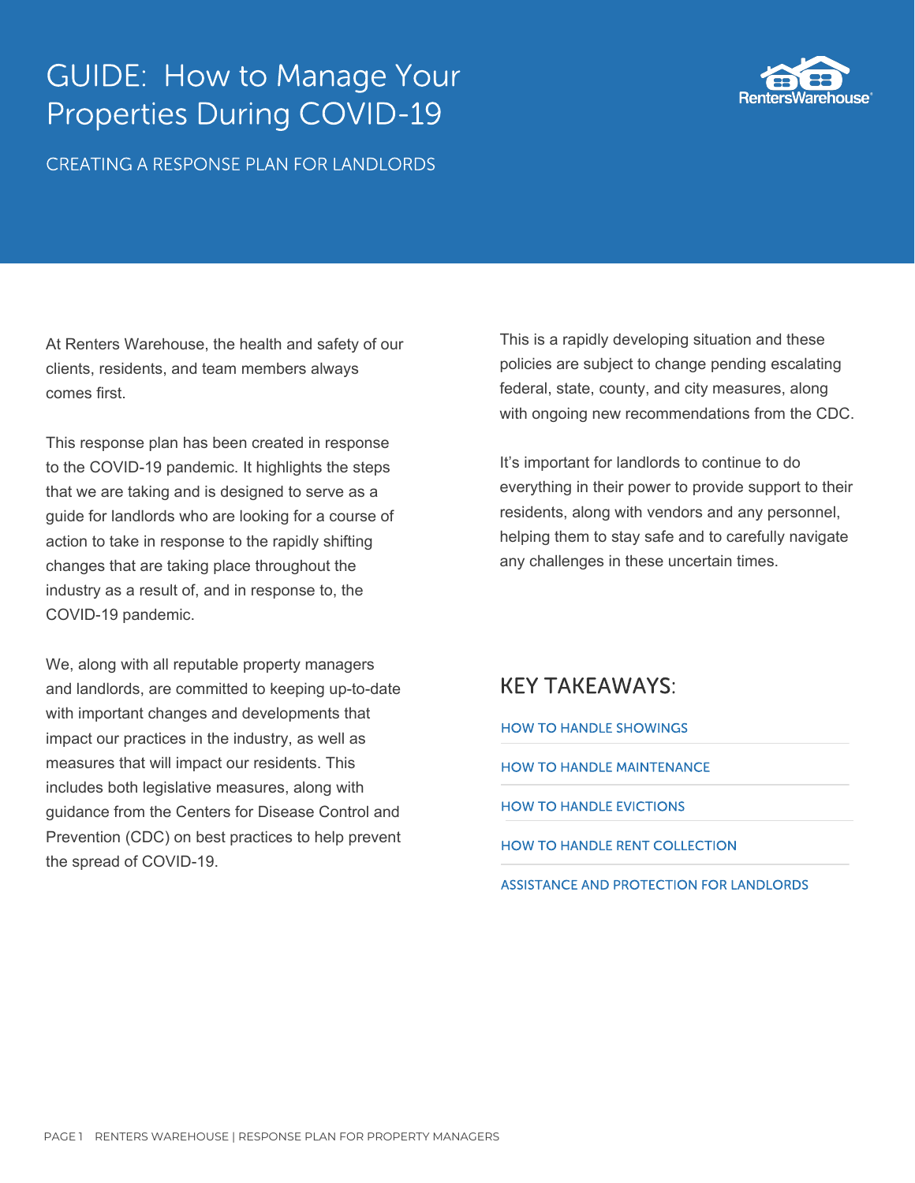# GUIDE: How to Manage Your Properties During COVID-19

CREATING A RESPONSE PLAN FOR LANDLORDS

At Renters Warehouse, the health and safety of our clients, residents, and team members always comes first.

This response plan has been created in response to the COVID-19 pandemic. It highlights the steps that we are taking and is designed to serve as a guide for landlords who are looking for a course of action to take in response to the rapidly shifting changes that are taking place throughout the industry as a result of, and in response to, the COVID-19 pandemic.

We, along with all reputable property managers and landlords, are committed to keeping up-to-date with important changes and developments that impact our practices in the industry, as well as measures that will impact our residents. This includes both legislative measures, along with guidance from the Centers for Disease Control and Prevention (CDC) on best practices to help prevent the spread of COVID-19.

This is a rapidly developing situation and these policies are subject to change pending escalating federal, state, county, and city measures, along with ongoing new recommendations from the CDC.

It's important for landlords to continue to do everything in their power to provide support to their residents, along with vendors and any personnel, helping them to stay safe and to carefully navigate any challenges in these uncertain times.

## KEY TAKEAWAYS:

- HOW TO HANDLE SHOWINGS
- HOW TO HANDLE MAINTENANCE
- HOW TO HANDLE EVICTIONS
- HOW TO HANDLE RENT COLLECTION
- ASSISTANCE AND PROTECTION FOR LANDLORDS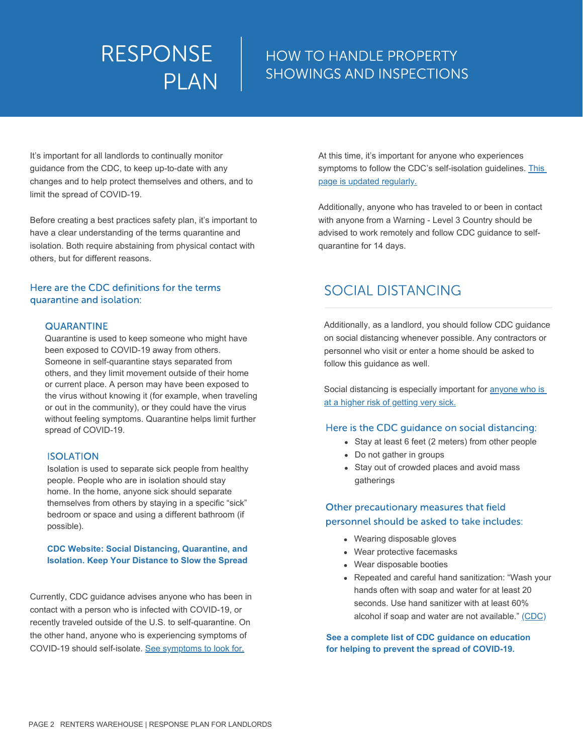# RESPONSE PLAN

## HOW TO HANDLE PROPERTY SHOWINGS AND INSPECTIONS

It's important for all landlords to continually monitor guidance from the CDC, to keep up-to-date with any changes and to help protect themselves and others, and to limit the spread of COVID-19.

Before creating a best practices safety plan, it's important to have a clear understanding of the terms quarantine and isolation. Both require abstaining from physical contact with others, but for different reasons.

### Here are the CDC definitions for the terms quarantine and isolation:

#### QUARANTINE

Quarantine is used to keep someone who might have been exposed to COVID-19 away from others. Someone in self-quarantine stays separated from others, and they limit movement outside of their home or current place. A person may have been exposed to the virus without knowing it (for example, when traveling or out in the community), or they could have the virus without feeling symptoms. Quarantine helps limit further spread of COVID-19.

#### ISOLATION

Isolation is used to separate sick people from healthy people. People who are in isolation should stay home. In the home, anyone sick should separate themselves from others by staying in a specific "sick" bedroom or space and using a different bathroom (if possible).

**CDC Website: Social Distancing, Quarantine, and Isolation. Keep Your Distance to Slow the Spread**

Currently, CDC guidance advises anyone who has been in contact with a person who is infected with COVID-19, or recently traveled outside of the U.S. to self-quarantine. On the other hand, anyone who is experiencing symptoms of COVID-19 should self-isolate. See symptoms to look for.

At this time, it's important for anyone who experiences symptoms to follow the CDC's self-isolation guidelines. This page is updated regularly.

Additionally, anyone who has traveled to or been in contact with anyone from a Warning - Level 3 Country should be advised to work remotely and follow CDC guidance to self-quarantine for 14 days.

## SOCIAL DISTANCING

Additionally, as a landlord, you should follow CDC guidance on social distancing whenever possible. Any contractors or personnel who visit or enter a home should be asked to follow this guidance as well.

Social distancing is especially important for anyone who is at a higher risk of getting very sick.

### Here is the CDC guidance on social distancing:

- Stay at least 6 feet (2 meters) from other people
- Do not gather in groups
- Stay out of crowded places and avoid mass gatherings

### Other precautionary measures that field personnel should be asked to take includes:

- Wearing disposable gloves
- Wear protective facemasks
- Wear disposable booties
- Repeated and careful hand sanitization: "Wash your hands often with soap and water for at least 20 seconds. Use hand sanitizer with at least 60% alcohol if soap and water are not available." (CDC)

**See a complete list of CDC guidance on education for helping to prevent the spread of COVID-19.**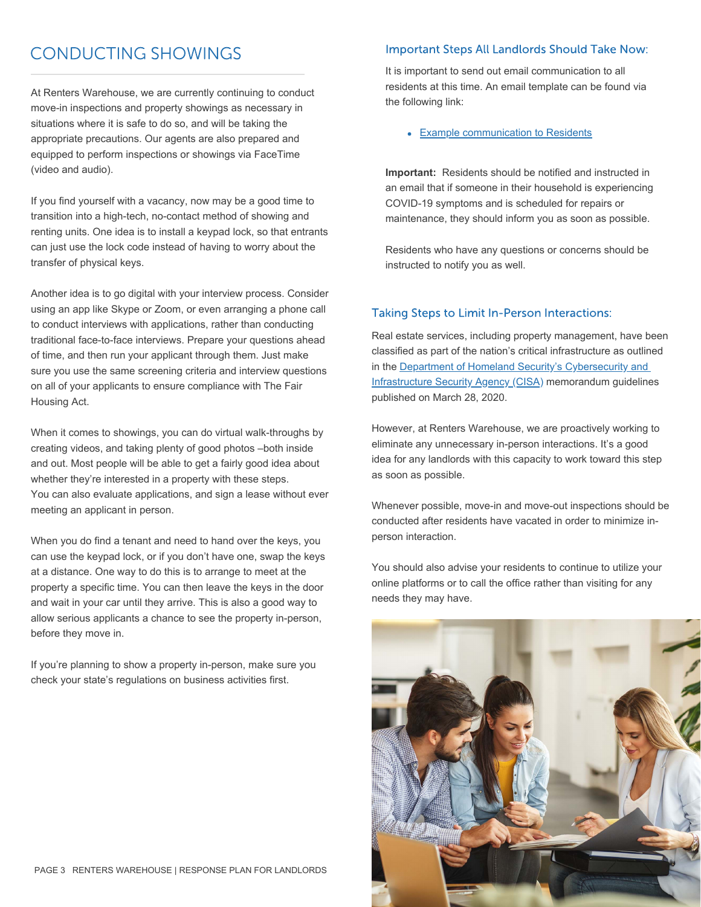# CONDUCTING SHOWINGS

At Renters Warehouse, we are currently continuing to conduct move-in inspections and property showings as necessary in situations where it is safe to do so, and will be taking the appropriate precautions. Our agents are also prepared and equipped to perform inspections or showings via FaceTime (video and audio).

If you find yourself with a vacancy, now may be a good time to transition into a high-tech, no-contact method of showing and renting units. One idea is to install a keypad lock, so that entrants can just use the lock code instead of having to worry about the transfer of physical keys.

Another idea is to go digital with your interview process. Consider using an app like Skype or Zoom, or even arranging a phone call to conduct interviews with applications, rather than conducting traditional face-to-face interviews. Prepare your questions ahead of time, and then run your applicant through them. Just make sure you use the same screening criteria and interview questions on all of your applicants to ensure compliance with The Fair Housing Act.

When it comes to showings, you can do virtual walk-throughs by creating videos, and taking plenty of good photos –both inside and out. Most people will be able to get a fairly good idea about whether they're interested in a property with these steps. You can also evaluate applications, and sign a lease without ever meeting an applicant in person.

When you do find a tenant and need to hand over the keys, you can use the keypad lock, or if you don't have one, swap the keys at a distance. One way to do this is to arrange to meet at the property a specific time. You can then leave the keys in the door and wait in your car until they arrive. This is also a good way to allow serious applicants a chance to see the property in-person, before they move in.

If you're planning to show a property in-person, make sure you check your state's regulations on business activities first.

### Important Steps All Landlords Should Take Now:

It is important to send out email communication to all residents at this time. An email template can be found via the following link:

- Example communication to Residents

**Important:** Residents should be notified and instructed in an email that if someone in their household is experiencing COVID-19 symptoms and is scheduled for repairs or maintenance, they should inform you as soon as possible.

Residents who have any questions or concerns should be instructed to notify you as well.

### Taking Steps to Limit In-Person Interactions:

Real estate services, including property management, have been classified as part of the nation's critical infrastructure as outlined in the Department of Homeland Security's Cybersecurity and Infrastructure Security Agency (CISA) memorandum guidelines published on March 28, 2020.

However, at Renters Warehouse, we are proactively working to eliminate any unnecessary in-person interactions. It's a good idea for any landlords with this capacity to work toward this step as soon as possible.

Whenever possible, move-in and move-out inspections should be conducted after residents have vacated in order to minimize in-person interaction.

You should also advise your residents to continue to utilize your online platforms or to call the office rather than visiting for any needs they may have.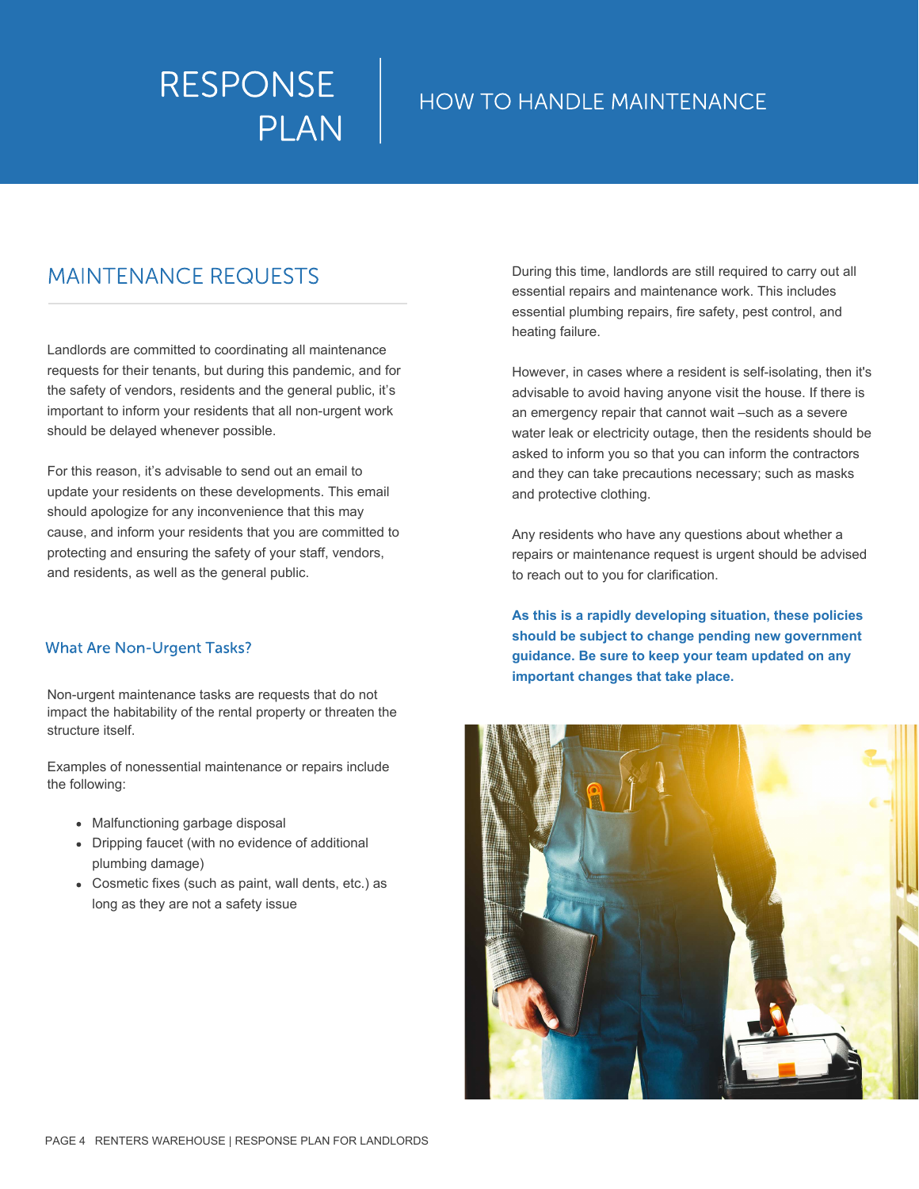# RESPONSE PLAN

## HOW TO HANDLE MAINTENANCE

## MAINTENANCE REQUESTS

Landlords are committed to coordinating all maintenance requests for their tenants, but during this pandemic, and for the safety of vendors, residents and the general public, it's important to inform your residents that all non-urgent work should be delayed whenever possible.

For this reason, it's advisable to send out an email to update your residents on these developments. This email should apologize for any inconvenience that this may cause, and inform your residents that you are committed to protecting and ensuring the safety of your staff, vendors, and residents, as well as the general public.

### What Are Non-Urgent Tasks?

Non-urgent maintenance tasks are requests that do not impact the habitability of the rental property or threaten the structure itself.

Examples of nonessential maintenance or repairs include the following:

- Malfunctioning garbage disposal
- Dripping faucet (with no evidence of additional plumbing damage)
- Cosmetic fixes (such as paint, wall dents, etc.) as long as they are not a safety issue

During this time, landlords are still required to carry out all essential repairs and maintenance work. This includes essential plumbing repairs, fire safety, pest control, and heating failure.

However, in cases where a resident is self-isolating, then it's advisable to avoid having anyone visit the house. If there is an emergency repair that cannot wait –such as a severe water leak or electricity outage, then the residents should be asked to inform you so that you can inform the contractors and they can take precautions necessary; such as masks and protective clothing.

Any residents who have any questions about whether a repairs or maintenance request is urgent should be advised to reach out to you for clarification.

**As this is a rapidly developing situation, these policies should be subject to change pending new government guidance. Be sure to keep your team updated on any important changes that take place.**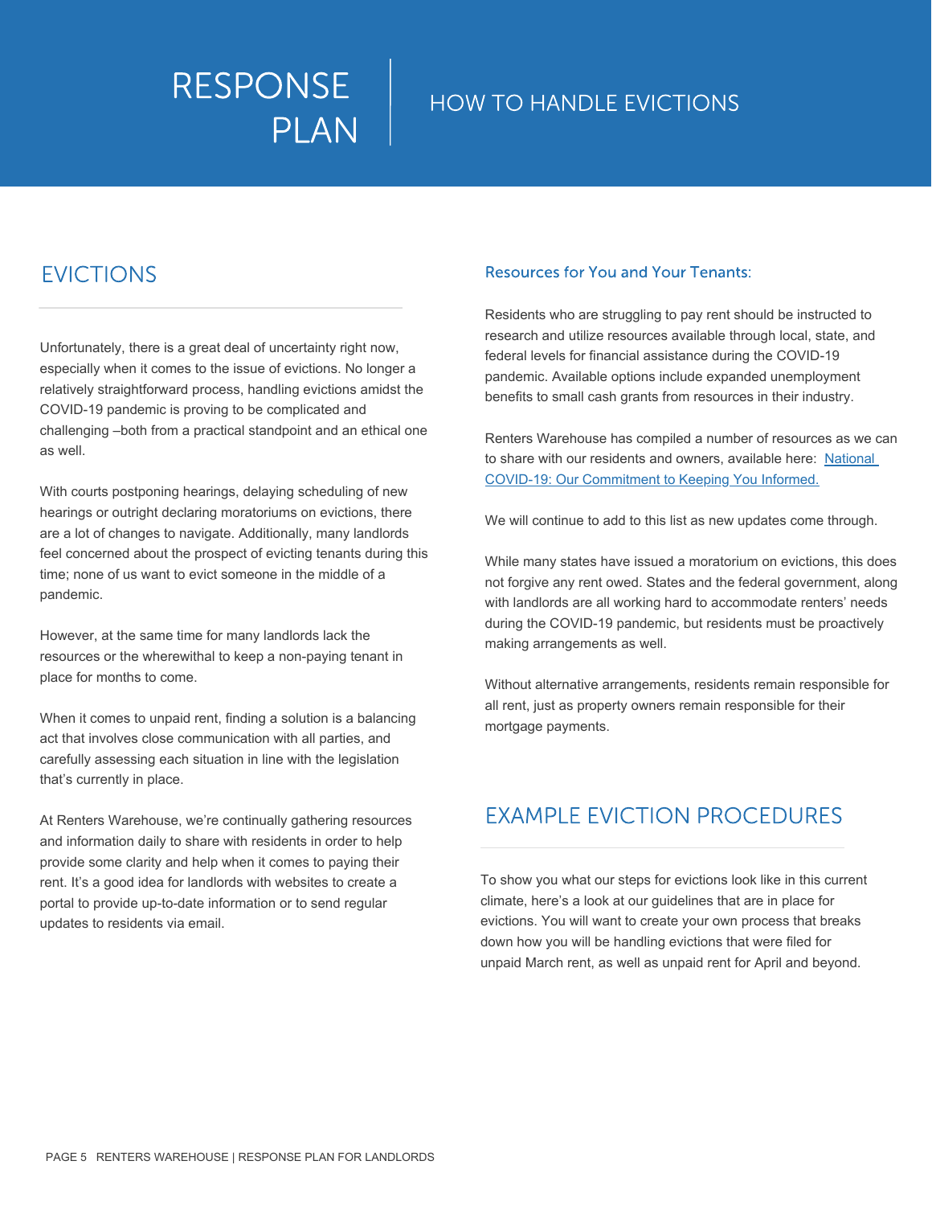# RESPONSE PLAN

## HOW TO HANDLE EVICTIONS

## EVICTIONS

Unfortunately, there is a great deal of uncertainty right now, especially when it comes to the issue of evictions. No longer a relatively straightforward process, handling evictions amidst the COVID-19 pandemic is proving to be complicated and challenging –both from a practical standpoint and an ethical one as well.

With courts postponing hearings, delaying scheduling of new hearings or outright declaring moratoriums on evictions, there are a lot of changes to navigate. Additionally, many landlords feel concerned about the prospect of evicting tenants during this time; none of us want to evict someone in the middle of a pandemic.

However, at the same time for many landlords lack the resources or the wherewithal to keep a non-paying tenant in place for months to come.

When it comes to unpaid rent, finding a solution is a balancing act that involves close communication with all parties, and carefully assessing each situation in line with the legislation that's currently in place.

At Renters Warehouse, we're continually gathering resources and information daily to share with residents in order to help provide some clarity and help when it comes to paying their rent. It's a good idea for landlords with websites to create a portal to provide up-to-date information or to send regular updates to residents via email.

### Resources for You and Your Tenants:

Residents who are struggling to pay rent should be instructed to research and utilize resources available through local, state, and federal levels for financial assistance during the COVID-19 pandemic. Available options include expanded unemployment benefits to small cash grants from resources in their industry.

Renters Warehouse has compiled a number of resources as we can to share with our residents and owners, available here: National COVID-19: Our Commitment to Keeping You Informed.

We will continue to add to this list as new updates come through.

While many states have issued a moratorium on evictions, this does not forgive any rent owed. States and the federal government, along with landlords are all working hard to accommodate renters' needs during the COVID-19 pandemic, but residents must be proactively making arrangements as well.

Without alternative arrangements, residents remain responsible for all rent, just as property owners remain responsible for their mortgage payments.

## EXAMPLE EVICTION PROCEDURES

To show you what our steps for evictions look like in this current climate, here's a look at our guidelines that are in place for evictions. You will want to create your own process that breaks down how you will be handling evictions that were filed for unpaid March rent, as well as unpaid rent for April and beyond.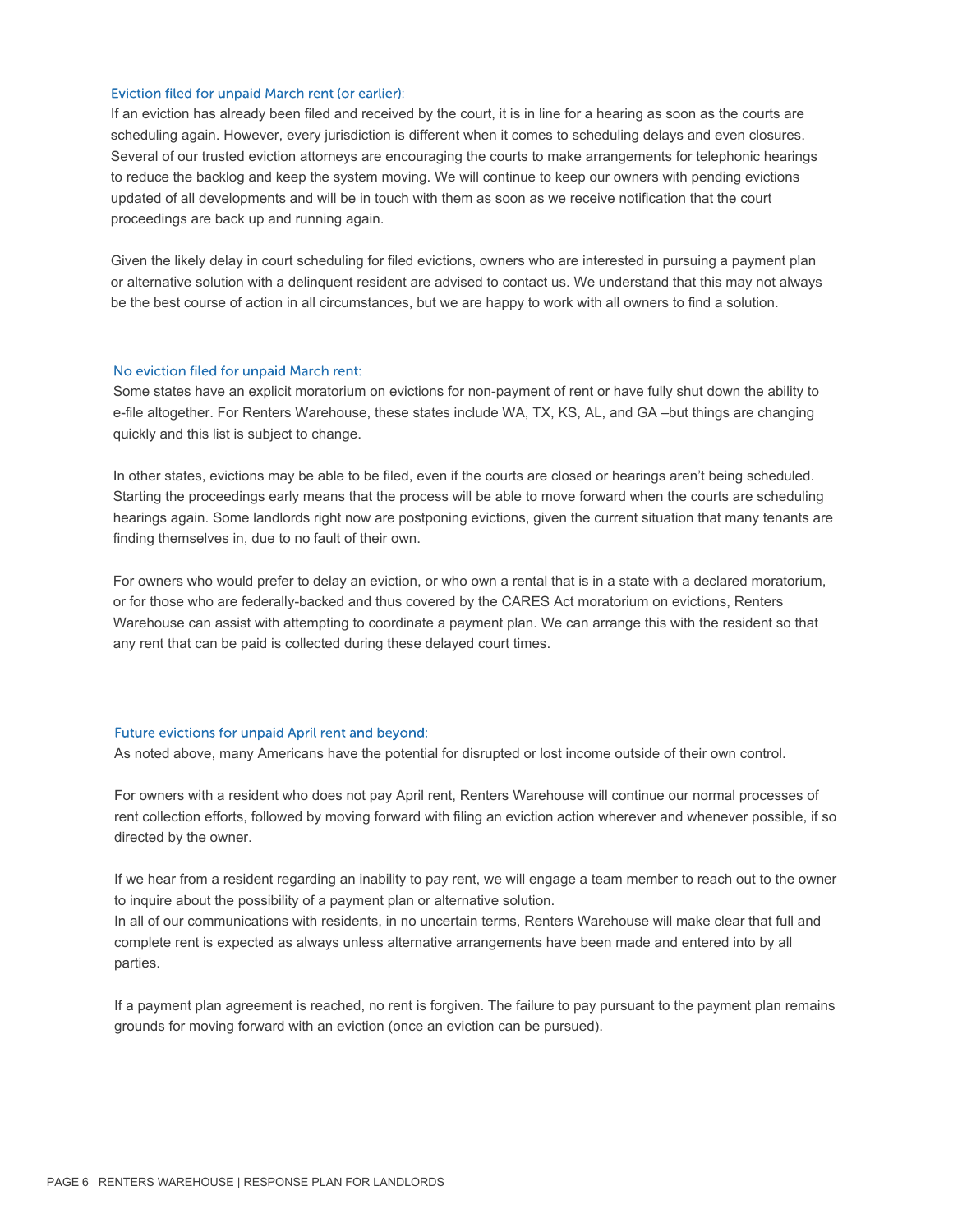### Eviction filed for unpaid March rent (or earlier):

If an eviction has already been filed and received by the court, it is in line for a hearing as soon as the courts are scheduling again. However, every jurisdiction is different when it comes to scheduling delays and even closures. Several of our trusted eviction attorneys are encouraging the courts to make arrangements for telephonic hearings to reduce the backlog and keep the system moving. We will continue to keep our owners with pending evictions updated of all developments and will be in touch with them as soon as we receive notification that the court proceedings are back up and running again.

Given the likely delay in court scheduling for filed evictions, owners who are interested in pursuing a payment plan or alternative solution with a delinquent resident are advised to contact us. We understand that this may not always be the best course of action in all circumstances, but we are happy to work with all owners to find a solution.

### No eviction filed for unpaid March rent:

Some states have an explicit moratorium on evictions for non-payment of rent or have fully shut down the ability to e-file altogether. For Renters Warehouse, these states include WA, TX, KS, AL, and GA –but things are changing quickly and this list is subject to change.

In other states, evictions may be able to be filed, even if the courts are closed or hearings aren't being scheduled. Starting the proceedings early means that the process will be able to move forward when the courts are scheduling hearings again. Some landlords right now are postponing evictions, given the current situation that many tenants are finding themselves in, due to no fault of their own.

For owners who would prefer to delay an eviction, or who own a rental that is in a state with a declared moratorium, or for those who are federally-backed and thus covered by the CARES Act moratorium on evictions, Renters Warehouse can assist with attempting to coordinate a payment plan. We can arrange this with the resident so that any rent that can be paid is collected during these delayed court times.

### Future evictions for unpaid April rent and beyond:

As noted above, many Americans have the potential for disrupted or lost income outside of their own control.

For owners with a resident who does not pay April rent, Renters Warehouse will continue our normal processes of rent collection efforts, followed by moving forward with filing an eviction action wherever and whenever possible, if so directed by the owner.

If we hear from a resident regarding an inability to pay rent, we will engage a team member to reach out to the owner to inquire about the possibility of a payment plan or alternative solution.
In all of our communications with residents, in no uncertain terms, Renters Warehouse will make clear that full and complete rent is expected as always unless alternative arrangements have been made and entered into by all parties.

If a payment plan agreement is reached, no rent is forgiven. The failure to pay pursuant to the payment plan remains grounds for moving forward with an eviction (once an eviction can be pursued).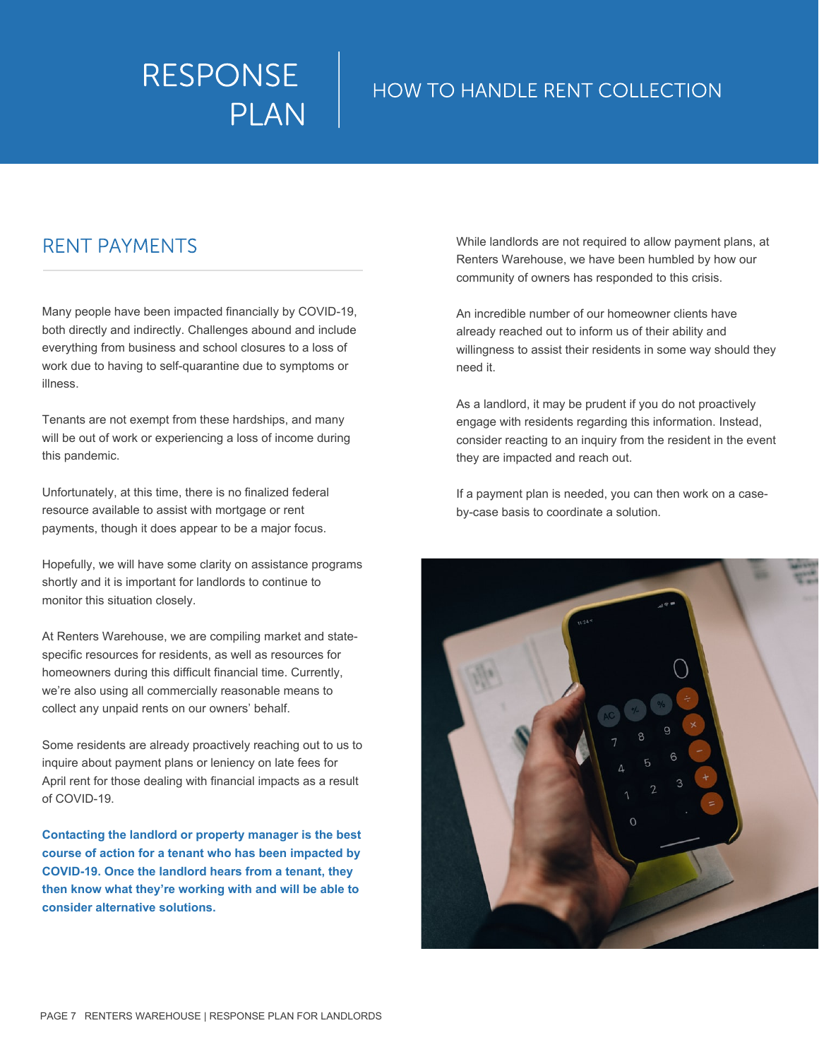# RESPONSE PLAN

## HOW TO HANDLE RENT COLLECTION

### RENT PAYMENTS

Many people have been impacted financially by COVID-19, both directly and indirectly. Challenges abound and include everything from business and school closures to a loss of work due to having to self-quarantine due to symptoms or illness.

Tenants are not exempt from these hardships, and many will be out of work or experiencing a loss of income during this pandemic.

Unfortunately, at this time, there is no finalized federal resource available to assist with mortgage or rent payments, though it does appear to be a major focus.

Hopefully, we will have some clarity on assistance programs shortly and it is important for landlords to continue to monitor this situation closely.

At Renters Warehouse, we are compiling market and state-specific resources for residents, as well as resources for homeowners during this difficult financial time. Currently, we're also using all commercially reasonable means to collect any unpaid rents on our owners' behalf.

Some residents are already proactively reaching out to us to inquire about payment plans or leniency on late fees for April rent for those dealing with financial impacts as a result of COVID-19.

**Contacting the landlord or property manager is the best course of action for a tenant who has been impacted by COVID-19. Once the landlord hears from a tenant, they then know what they're working with and will be able to consider alternative solutions.**

While landlords are not required to allow payment plans, at Renters Warehouse, we have been humbled by how our community of owners has responded to this crisis.

An incredible number of our homeowner clients have already reached out to inform us of their ability and willingness to assist their residents in some way should they need it.

As a landlord, it may be prudent if you do not proactively engage with residents regarding this information. Instead, consider reacting to an inquiry from the resident in the event they are impacted and reach out.

If a payment plan is needed, you can then work on a case-by-case basis to coordinate a solution.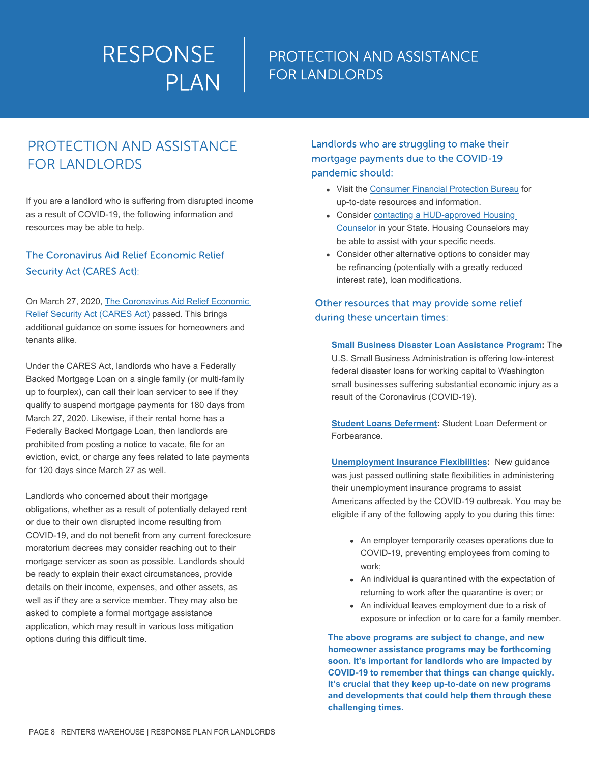# RESPONSE PLAN | PROTECTION AND ASSISTANCE FOR LANDLORDS

## PROTECTION AND ASSISTANCE FOR LANDLORDS

If you are a landlord who is suffering from disrupted income as a result of COVID-19, the following information and resources may be able to help.

### The Coronavirus Aid Relief Economic Relief Security Act (CARES Act):

On March 27, 2020, The Coronavirus Aid Relief Economic Relief Security Act (CARES Act) passed. This brings additional guidance on some issues for homeowners and tenants alike.

Under the CARES Act, landlords who have a Federally Backed Mortgage Loan on a single family (or multi-family up to fourplex), can call their loan servicer to see if they qualify to suspend mortgage payments for 180 days from March 27, 2020. Likewise, if their rental home has a Federally Backed Mortgage Loan, then landlords are prohibited from posting a notice to vacate, file for an eviction, evict, or charge any fees related to late payments for 120 days since March 27 as well.

Landlords who concerned about their mortgage obligations, whether as a result of potentially delayed rent or due to their own disrupted income resulting from COVID-19, and do not benefit from any current foreclosure moratorium decrees may consider reaching out to their mortgage servicer as soon as possible. Landlords should be ready to explain their exact circumstances, provide details on their income, expenses, and other assets, as well as if they are a service member. They may also be asked to complete a formal mortgage assistance application, which may result in various loss mitigation options during this difficult time.

### Landlords who are struggling to make their mortgage payments due to the COVID-19 pandemic should:

- Visit the Consumer Financial Protection Bureau for up-to-date resources and information.
- Consider contacting a HUD-approved Housing Counselor in your State. Housing Counselors may be able to assist with your specific needs.
- Consider other alternative options to consider may be refinancing (potentially with a greatly reduced interest rate), loan modifications.

### Other resources that may provide some relief during these uncertain times:

**Small Business Disaster Loan Assistance Program:** The U.S. Small Business Administration is offering low-interest federal disaster loans for working capital to Washington small businesses suffering substantial economic injury as a result of the Coronavirus (COVID-19).

**Student Loans Deferment:** Student Loan Deferment or Forbearance.

**Unemployment Insurance Flexibilities:** New guidance was just passed outlining state flexibilities in administering their unemployment insurance programs to assist Americans affected by the COVID-19 outbreak. You may be eligible if any of the following apply to you during this time:

- An employer temporarily ceases operations due to COVID-19, preventing employees from coming to work;
- An individual is quarantined with the expectation of returning to work after the quarantine is over; or
- An individual leaves employment due to a risk of exposure or infection or to care for a family member.

**The above programs are subject to change, and new homeowner assistance programs may be forthcoming soon. It's important for landlords who are impacted by COVID-19 to remember that things can change quickly. It's crucial that they keep up-to-date on new programs and developments that could help them through these challenging times.**